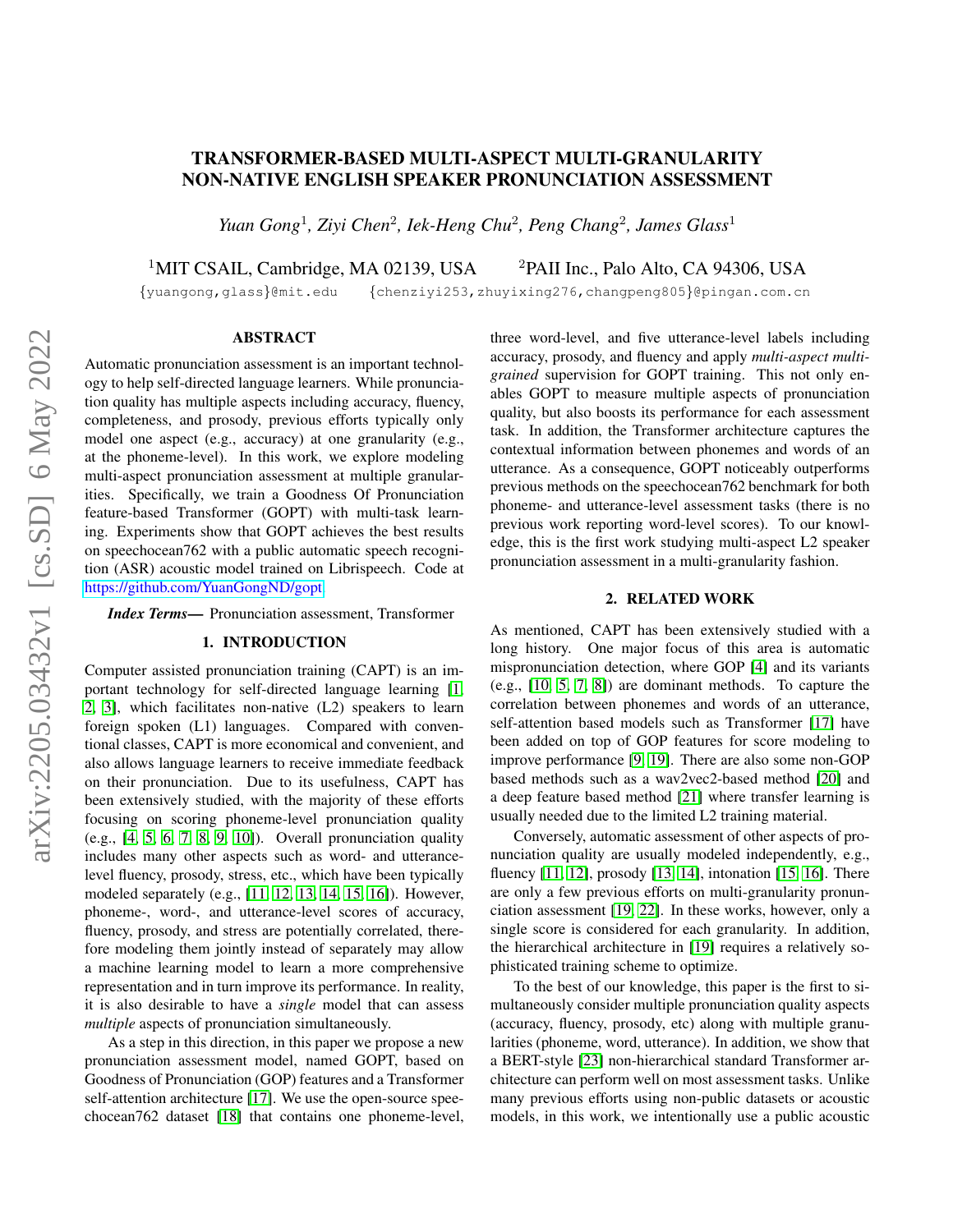# TRANSFORMER-BASED MULTI-ASPECT MULTI-GRANULARITY NON-NATIVE ENGLISH SPEAKER PRONUNCIATION ASSESSMENT

*Yuan Gong*[1], *Ziyi Chen*[2], *Iek-Heng Chu*[2], *Peng Chang*[2], *James Glass*[1]

[1]MIT CSAIL, Cambridge, MA 02139, USA    [2]PAII Inc., Palo Alto, CA 94306, USA

{yuangong,glass}@mit.edu    {chenziyi253,zhuyixing276,changpeng805}@pingan.com.cn

## ABSTRACT

Automatic pronunciation assessment is an important technology to help self-directed language learners. While pronunciation quality has multiple aspects including accuracy, fluency, completeness, and prosody, previous efforts typically only model one aspect (e.g., accuracy) at one granularity (e.g., at the phoneme-level). In this work, we explore modeling multi-aspect pronunciation assessment at multiple granularities. Specifically, we train a Goodness Of Pronunciation feature-based Transformer (GOPT) with multi-task learning. Experiments show that GOPT achieves the best results on speechocean762 with a public automatic speech recognition (ASR) acoustic model trained on Librispeech. Code at https://github.com/YuanGongND/gopt

***Index Terms*—** Pronunciation assessment, Transformer

## 1. INTRODUCTION

Computer assisted pronunciation training (CAPT) is an important technology for self-directed language learning [1, 2, 3], which facilitates non-native (L2) speakers to learn foreign spoken (L1) languages. Compared with conventional classes, CAPT is more economical and convenient, and also allows language learners to receive immediate feedback on their pronunciation. Due to its usefulness, CAPT has been extensively studied, with the majority of these efforts focusing on scoring phoneme-level pronunciation quality (e.g., [4, 5, 6, 7, 8, 9, 10]). Overall pronunciation quality includes many other aspects such as word- and utterance-level fluency, prosody, stress, etc., which have been typically modeled separately (e.g., [11, 12, 13, 14, 15, 16]). However, phoneme-, word-, and utterance-level scores of accuracy, fluency, prosody, and stress are potentially correlated, therefore modeling them jointly instead of separately may allow a machine learning model to learn a more comprehensive representation and in turn improve its performance. In reality, it is also desirable to have a *single* model that can assess *multiple* aspects of pronunciation simultaneously.

As a step in this direction, in this paper we propose a new pronunciation assessment model, named GOPT, based on Goodness of Pronunciation (GOP) features and a Transformer self-attention architecture [17]. We use the open-source speechocean762 dataset [18] that contains one phoneme-level, three word-level, and five utterance-level labels including accuracy, prosody, and fluency and apply *multi-aspect multi-grained* supervision for GOPT training. This not only enables GOPT to measure multiple aspects of pronunciation quality, but also boosts its performance for each assessment task. In addition, the Transformer architecture captures the contextual information between phonemes and words of an utterance. As a consequence, GOPT noticeably outperforms previous methods on the speechocean762 benchmark for both phoneme- and utterance-level assessment tasks (there is no previous work reporting word-level scores). To our knowledge, this is the first work studying multi-aspect L2 speaker pronunciation assessment in a multi-granularity fashion.

## 2. RELATED WORK

As mentioned, CAPT has been extensively studied with a long history. One major focus of this area is automatic mispronunciation detection, where GOP [4] and its variants (e.g., [10, 5, 7, 8]) are dominant methods. To capture the correlation between phonemes and words of an utterance, self-attention based models such as Transformer [17] have been added on top of GOP features for score modeling to improve performance [9, 19]. There are also some non-GOP based methods such as a wav2vec2-based method [20] and a deep feature based method [21] where transfer learning is usually needed due to the limited L2 training material.

Conversely, automatic assessment of other aspects of pronunciation quality are usually modeled independently, e.g., fluency [11, 12], prosody [13, 14], intonation [15, 16]. There are only a few previous efforts on multi-granularity pronunciation assessment [19, 22]. In these works, however, only a single score is considered for each granularity. In addition, the hierarchical architecture in [19] requires a relatively sophisticated training scheme to optimize.

To the best of our knowledge, this paper is the first to simultaneously consider multiple pronunciation quality aspects (accuracy, fluency, prosody, etc) along with multiple granularities (phoneme, word, utterance). In addition, we show that a BERT-style [23] non-hierarchical standard Transformer architecture can perform well on most assessment tasks. Unlike many previous efforts using non-public datasets or acoustic models, in this work, we intentionally use a public acoustic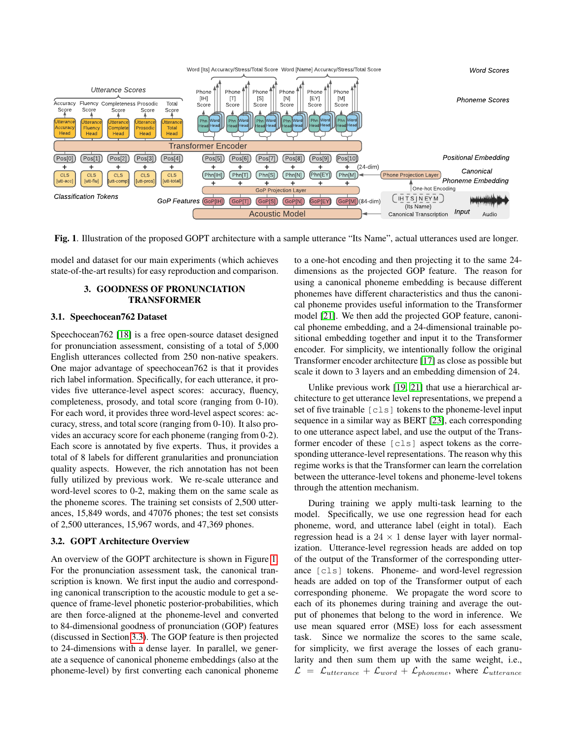**Fig. 1**. Illustration of the proposed GOPT architecture with a sample utterance "Its Name", actual utterances used are longer.

model and dataset for our main experiments (which achieves state-of-the-art results) for easy reproduction and comparison.

## 3. GOODNESS OF PRONUNCIATION TRANSFORMER

### 3.1. Speechocean762 Dataset

Speechocean762 [18] is a free open-source dataset designed for pronunciation assessment, consisting of a total of 5,000 English utterances collected from 250 non-native speakers. One major advantage of speechocean762 is that it provides rich label information. Specifically, for each utterance, it provides five utterance-level aspect scores: accuracy, fluency, completeness, prosody, and total score (ranging from 0-10). For each word, it provides three word-level aspect scores: accuracy, stress, and total score (ranging from 0-10). It also provides an accuracy score for each phoneme (ranging from 0-2). Each score is annotated by five experts. Thus, it provides a total of 8 labels for different granularities and pronunciation quality aspects. However, the rich annotation has not been fully utilized by previous work. We re-scale utterance and word-level scores to 0-2, making them on the same scale as the phoneme scores. The training set consists of 2,500 utterances, 15,849 words, and 47076 phones; the test set consists of 2,500 utterances, 15,967 words, and 47,369 phones.

### 3.2. GOPT Architecture Overview

An overview of the GOPT architecture is shown in Figure 1. For the pronunciation assessment task, the canonical transcription is known. We first input the audio and corresponding canonical transcription to the acoustic module to get a sequence of frame-level phonetic posterior-probabilities, which are then force-aligned at the phoneme-level and converted to 84-dimensional goodness of pronunciation (GOP) features (discussed in Section 3.3). The GOP feature is then projected to 24-dimensions with a dense layer. In parallel, we generate a sequence of canonical phoneme embeddings (also at the phoneme-level) by first converting each canonical phoneme to a one-hot encoding and then projecting it to the same 24-dimensions as the projected GOP feature. The reason for using a canonical phoneme embedding is because different phonemes have different characteristics and thus the canonical phoneme provides useful information to the Transformer model [21]. We then add the projected GOP feature, canonical phoneme embedding, and a 24-dimensional trainable positional embedding together and input it to the Transformer encoder. For simplicity, we intentionally follow the original Transformer encoder architecture [17] as close as possible but scale it down to 3 layers and an embedding dimension of 24.

Unlike previous work [19, 21] that use a hierarchical architecture to get utterance level representations, we prepend a set of five trainable `[cls]` tokens to the phoneme-level input sequence in a similar way as BERT [23], each corresponding to one utterance aspect label, and use the output of the Transformer encoder of these `[cls]` aspect tokens as the corresponding utterance-level representations. The reason why this regime works is that the Transformer can learn the correlation between the utterance-level tokens and phoneme-level tokens through the attention mechanism.

During training we apply multi-task learning to the model. Specifically, we use one regression head for each phoneme, word, and utterance label (eight in total). Each regression head is a 24 × 1 dense layer with layer normalization. Utterance-level regression heads are added on top of the output of the Transformer of the corresponding utterance `[cls]` tokens. Phoneme- and word-level regression heads are added on top of the Transformer output of each corresponding phoneme. We propagate the word score to each of its phonemes during training and average the output of phonemes that belong to the word in inference. We use mean squared error (MSE) loss for each assessment task. Since we normalize the scores to the same scale, for simplicity, we first average the losses of each granularity and then sum them up with the same weight, i.e., $\mathcal{L} = \mathcal{L}_{utterance} + \mathcal{L}_{word} + \mathcal{L}_{phoneme}$, where $\mathcal{L}_{utterance}$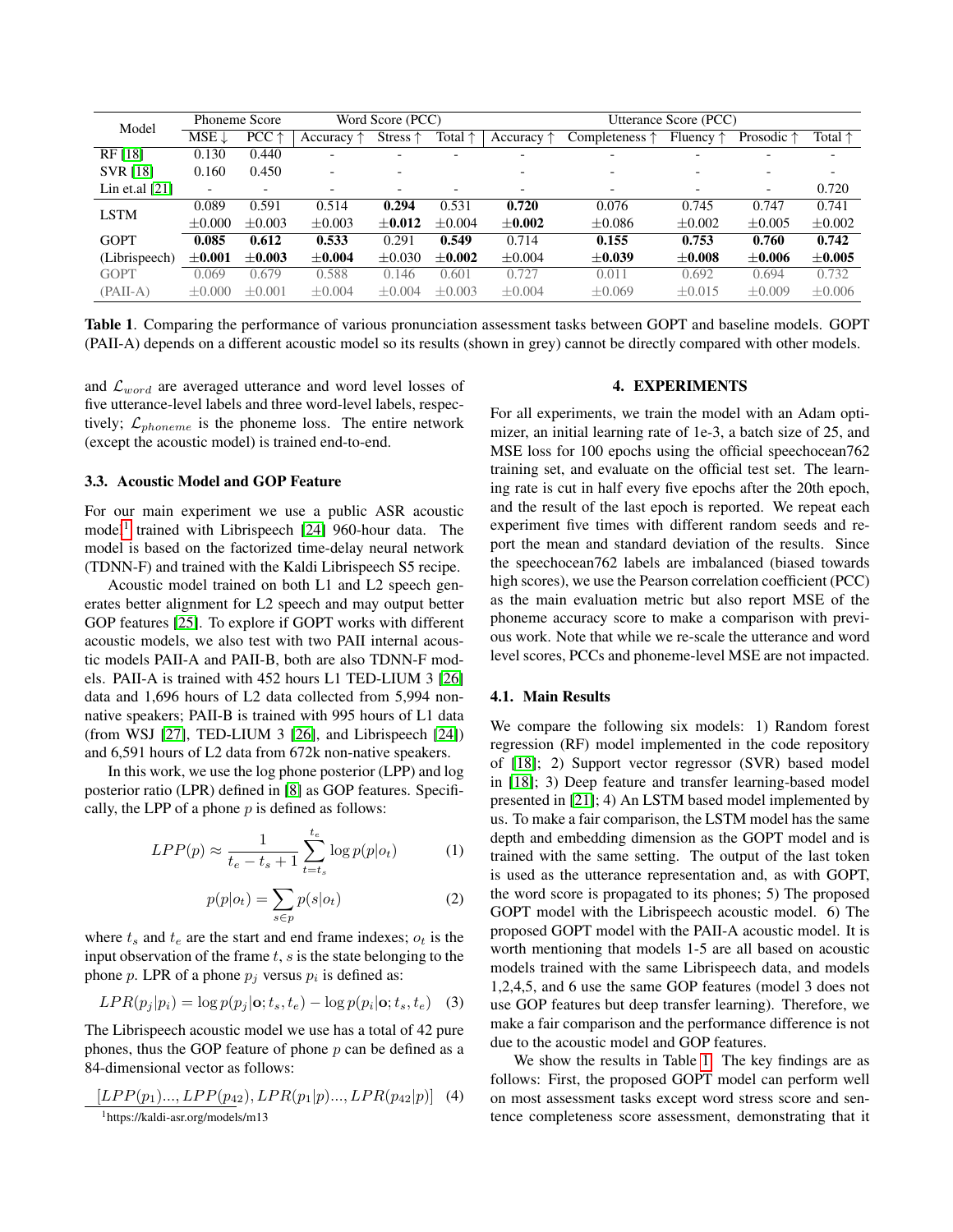| Model | Phoneme Score | | Word Score (PCC) | | | Utterance Score (PCC) | | | | |
|---|---|---|---|---|---|---|---|---|---|---|
| | MSE ↓ | PCC ↑ | Accuracy ↑ | Stress ↑ | Total ↑ | Accuracy ↑ | Completeness ↑ | Fluency ↑ | Prosodic ↑ | Total ↑ |
| RF [18] | 0.130 | 0.440 | - | - | - | - | - | - | - | - |
| SVR [18] | 0.160 | 0.450 | - | - | | - | - | - | - | - |
| Lin et.al [21] | - | - | - | - | - | - | - | - | - | 0.720 |
| LSTM | 0.089 ±0.000 | 0.591 ±0.003 | 0.514 ±0.003 | **0.294 ±0.012** | 0.531 ±0.004 | **0.720 ±0.002** | 0.076 ±0.086 | 0.745 ±0.002 | 0.747 ±0.005 | 0.741 ±0.002 |
| GOPT (Librispeech) | **0.085 ±0.001** | **0.612 ±0.003** | **0.533 ±0.004** | 0.291 ±0.030 | **0.549 ±0.002** | 0.714 ±0.004 | **0.155 ±0.039** | **0.753 ±0.008** | **0.760 ±0.006** | **0.742 ±0.005** |
| GOPT (PAII-A) | 0.069 ±0.000 | 0.679 ±0.001 | 0.588 ±0.004 | 0.146 ±0.004 | 0.601 ±0.003 | 0.727 ±0.004 | 0.011 ±0.069 | 0.692 ±0.015 | 0.694 ±0.009 | 0.732 ±0.006 |

**Table 1**. Comparing the performance of various pronunciation assessment tasks between GOPT and baseline models. GOPT (PAII-A) depends on a different acoustic model so its results (shown in grey) cannot be directly compared with other models.

and $\mathcal{L}_{word}$ are averaged utterance and word level losses of five utterance-level labels and three word-level labels, respectively; $\mathcal{L}_{phoneme}$ is the phoneme loss. The entire network (except the acoustic model) is trained end-to-end.

### 3.3. Acoustic Model and GOP Feature

For our main experiment we use a public ASR acoustic model[1] trained with Librispeech [24] 960-hour data. The model is based on the factorized time-delay neural network (TDNN-F) and trained with the Kaldi Librispeech S5 recipe.

Acoustic model trained on both L1 and L2 speech generates better alignment for L2 speech and may output better GOP features [25]. To explore if GOPT works with different acoustic models, we also test with two PAII internal acoustic models PAII-A and PAII-B, both are also TDNN-F models. PAII-A is trained with 452 hours L1 TED-LIUM 3 [26] data and 1,696 hours of L2 data collected from 5,994 non-native speakers; PAII-B is trained with 995 hours of L1 data (from WSJ [27], TED-LIUM 3 [26], and Librispeech [24]) and 6,591 hours of L2 data from 672k non-native speakers.

In this work, we use the log phone posterior (LPP) and log posterior ratio (LPR) defined in [8] as GOP features. Specifically, the LPP of a phone $p$ is defined as follows:

$$LPP(p) \approx \frac{1}{t_e - t_s + 1} \sum_{t=t_s}^{t_e} \log p(p|o_t) \quad (1)$$

$$p(p|o_t) = \sum_{s \in p} p(s|o_t) \quad (2)$$

where $t_s$ and $t_e$ are the start and end frame indexes; $o_t$ is the input observation of the frame $t$, $s$ is the state belonging to the phone $p$. LPR of a phone $p_j$ versus $p_i$ is defined as:

$$LPR(p_j|p_i) = \log p(p_j|\mathbf{o}; t_s, t_e) - \log p(p_i|\mathbf{o}; t_s, t_e) \quad (3)$$

The Librispeech acoustic model we use has a total of 42 pure phones, thus the GOP feature of phone $p$ can be defined as a 84-dimensional vector as follows:

$$[LPP(p_1)..., LPP(p_{42}), LPR(p_1|p)..., LPR(p_{42}|p)] \quad (4)$$

[1] https://kaldi-asr.org/models/m13

## 4. EXPERIMENTS

For all experiments, we train the model with an Adam optimizer, an initial learning rate of 1e-3, a batch size of 25, and MSE loss for 100 epochs using the official speechocean762 training set, and evaluate on the official test set. The learning rate is cut in half every five epochs after the 20th epoch, and the result of the last epoch is reported. We repeat each experiment five times with different random seeds and report the mean and standard deviation of the results. Since the speechocean762 labels are imbalanced (biased towards high scores), we use the Pearson correlation coefficient (PCC) as the main evaluation metric but also report MSE of the phoneme accuracy score to make a comparison with previous work. Note that while we re-scale the utterance and word level scores, PCCs and phoneme-level MSE are not impacted.

### 4.1. Main Results

We compare the following six models: 1) Random forest regression (RF) model implemented in the code repository of [18]; 2) Support vector regressor (SVR) based model in [18]; 3) Deep feature and transfer learning-based model presented in [21]; 4) An LSTM based model implemented by us. To make a fair comparison, the LSTM model has the same depth and embedding dimension as the GOPT model and is trained with the same setting. The output of the last token is used as the utterance representation and, as with GOPT, the word score is propagated to its phones; 5) The proposed GOPT model with the Librispeech acoustic model. 6) The proposed GOPT model with the PAII-A acoustic model. It is worth mentioning that models 1-5 are all based on acoustic models trained with the same Librispeech data, and models 1,2,4,5, and 6 use the same GOP features (model 3 does not use GOP features but deep transfer learning). Therefore, we make a fair comparison and the performance difference is not due to the acoustic model and GOP features.

We show the results in Table 1. The key findings are as follows: First, the proposed GOPT model can perform well on most assessment tasks except word stress score and sentence completeness score assessment, demonstrating that it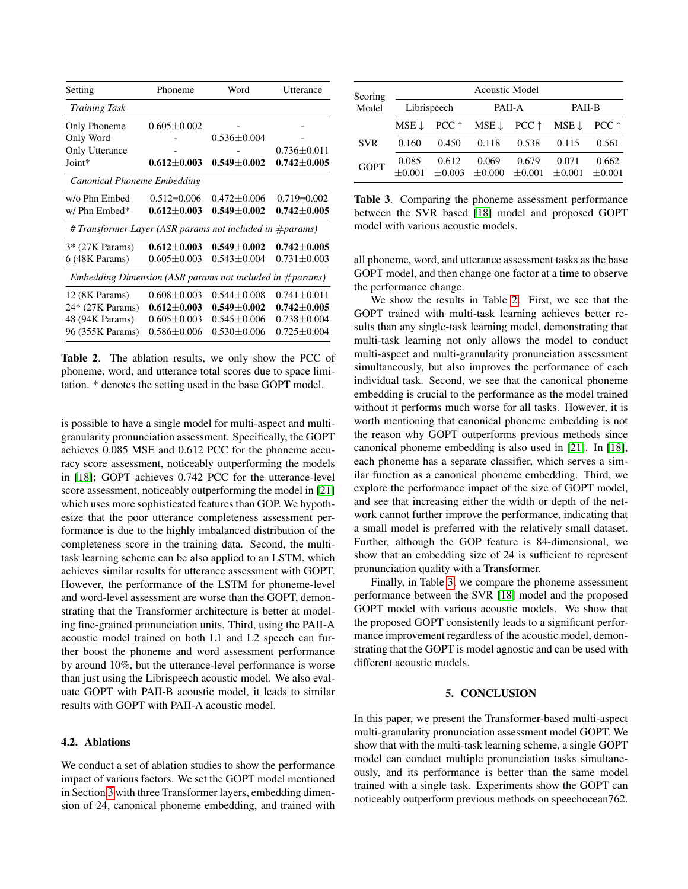| Setting | Phoneme | Word | Utterance |
|---|---|---|---|
| *Training Task* | | | |
| Only Phoneme | 0.605±0.002 | - | - |
| Only Word | - | 0.536±0.004 | - |
| Only Utterance | - | - | 0.736±0.011 |
| Joint* | **0.612±0.003** | **0.549±0.002** | **0.742±0.005** |
| *Canonical Phoneme Embedding* | | | |
| w/o Phn Embed | 0.512=0.006 | 0.472±0.006 | 0.719=0.002 |
| w/ Phn Embed* | **0.612±0.003** | **0.549±0.002** | **0.742±0.005** |
| *# Transformer Layer (ASR params not included in #params)* | | | |
| 3* (27K Params) | **0.612±0.003** | **0.549±0.002** | **0.742±0.005** |
| 6 (48K Params) | 0.605±0.003 | 0.543±0.004 | 0.731±0.003 |
| *Embedding Dimension (ASR params not included in #params)* | | | |
| 12 (8K Params) | 0.608±0.003 | 0.544±0.008 | 0.741±0.011 |
| 24* (27K Params) | **0.612±0.003** | **0.549±0.002** | **0.742±0.005** |
| 48 (94K Params) | 0.605±0.003 | 0.545±0.006 | 0.738±0.004 |
| 96 (355K Params) | 0.586±0.006 | 0.530±0.006 | 0.725±0.004 |

**Table 2**. The ablation results, we only show the PCC of phoneme, word, and utterance total scores due to space limitation. * denotes the setting used in the base GOPT model.

is possible to have a single model for multi-aspect and multi-granularity pronunciation assessment. Specifically, the GOPT achieves 0.085 MSE and 0.612 PCC for the phoneme accuracy score assessment, noticeably outperforming the models in [18]; GOPT achieves 0.742 PCC for the utterance-level score assessment, noticeably outperforming the model in [21] which uses more sophisticated features than GOP. We hypothesize that the poor utterance completeness assessment performance is due to the highly imbalanced distribution of the completeness score in the training data. Second, the multi-task learning scheme can be also applied to an LSTM, which achieves similar results for utterance assessment with GOPT. However, the performance of the LSTM for phoneme-level and word-level assessment are worse than the GOPT, demonstrating that the Transformer architecture is better at modeling fine-grained pronunciation units. Third, using the PAII-A acoustic model trained on both L1 and L2 speech can further boost the phoneme and word assessment performance by around 10%, but the utterance-level performance is worse than just using the Librispeech acoustic model. We also evaluate GOPT with PAII-B acoustic model, it leads to similar results with GOPT with PAII-A acoustic model.

### 4.2. Ablations

We conduct a set of ablation studies to show the performance impact of various factors. We set the GOPT model mentioned in Section 3 with three Transformer layers, embedding dimension of 24, canonical phoneme embedding, and trained with all phoneme, word, and utterance assessment tasks as the base GOPT model, and then change one factor at a time to observe the performance change.

We show the results in Table 2. First, we see that the GOPT trained with multi-task learning achieves better results than any single-task learning model, demonstrating that multi-task learning not only allows the model to conduct multi-aspect and multi-granularity pronunciation assessment simultaneously, but also improves the performance of each individual task. Second, we see that the canonical phoneme embedding is crucial to the performance as the model trained without it performs much worse for all tasks. However, it is worth mentioning that canonical phoneme embedding is not the reason why GOPT outperforms previous methods since canonical phoneme embedding is also used in [21]. In [18], each phoneme has a separate classifier, which serves a similar function as a canonical phoneme embedding. Third, we explore the performance impact of the size of GOPT model, and see that increasing either the width or depth of the network cannot further improve the performance, indicating that a small model is preferred with the relatively small dataset. Further, although the GOP feature is 84-dimensional, we show that an embedding size of 24 is sufficient to represent pronunciation quality with a Transformer.

| Scoring Model | Acoustic Model | | | | | |
|---|---|---|---|---|---|---|
| | Librispeech | | PAII-A | | PAII-B | |
| | MSE ↓ | PCC ↑ | MSE ↓ | PCC ↑ | MSE ↓ | PCC ↑ |
| SVR | 0.160 | 0.450 | 0.118 | 0.538 | 0.115 | 0.561 |
| GOPT | 0.085 ±0.001 | 0.612 ±0.003 | 0.069 ±0.000 | 0.679 ±0.001 | 0.071 ±0.001 | 0.662 ±0.001 |

**Table 3**. Comparing the phoneme assessment performance between the SVR based [18] model and proposed GOPT model with various acoustic models.

Finally, in Table 3, we compare the phoneme assessment performance between the SVR [18] model and the proposed GOPT model with various acoustic models. We show that the proposed GOPT consistently leads to a significant performance improvement regardless of the acoustic model, demonstrating that the GOPT is model agnostic and can be used with different acoustic models.

## 5. CONCLUSION

In this paper, we present the Transformer-based multi-aspect multi-granularity pronunciation assessment model GOPT. We show that with the multi-task learning scheme, a single GOPT model can conduct multiple pronunciation tasks simultaneously, and its performance is better than the same model trained with a single task. Experiments show the GOPT can noticeably outperform previous methods on speechocean762.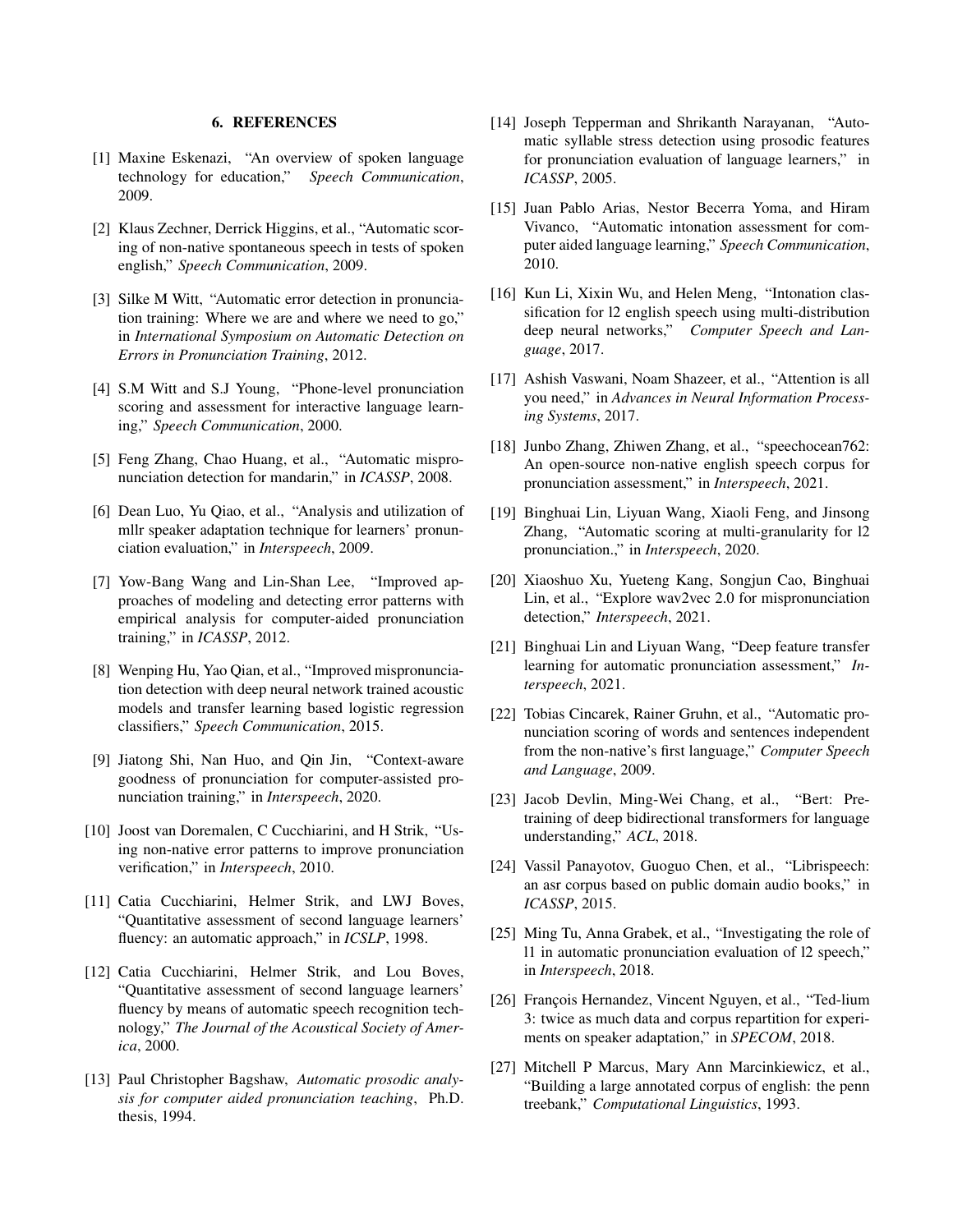## 6. REFERENCES

[1] Maxine Eskenazi, "An overview of spoken language technology for education," *Speech Communication*, 2009.

[2] Klaus Zechner, Derrick Higgins, et al., "Automatic scoring of non-native spontaneous speech in tests of spoken english," *Speech Communication*, 2009.

[3] Silke M Witt, "Automatic error detection in pronunciation training: Where we are and where we need to go," in *International Symposium on Automatic Detection on Errors in Pronunciation Training*, 2012.

[4] S.M Witt and S.J Young, "Phone-level pronunciation scoring and assessment for interactive language learning," *Speech Communication*, 2000.

[5] Feng Zhang, Chao Huang, et al., "Automatic mispronunciation detection for mandarin," in *ICASSP*, 2008.

[6] Dean Luo, Yu Qiao, et al., "Analysis and utilization of mllr speaker adaptation technique for learners' pronunciation evaluation," in *Interspeech*, 2009.

[7] Yow-Bang Wang and Lin-Shan Lee, "Improved approaches of modeling and detecting error patterns with empirical analysis for computer-aided pronunciation training," in *ICASSP*, 2012.

[8] Wenping Hu, Yao Qian, et al., "Improved mispronunciation detection with deep neural network trained acoustic models and transfer learning based logistic regression classifiers," *Speech Communication*, 2015.

[9] Jiatong Shi, Nan Huo, and Qin Jin, "Context-aware goodness of pronunciation for computer-assisted pronunciation training," in *Interspeech*, 2020.

[10] Joost van Doremalen, C Cucchiarini, and H Strik, "Using non-native error patterns to improve pronunciation verification," in *Interspeech*, 2010.

[11] Catia Cucchiarini, Helmer Strik, and LWJ Boves, "Quantitative assessment of second language learners' fluency: an automatic approach," in *ICSLP*, 1998.

[12] Catia Cucchiarini, Helmer Strik, and Lou Boves, "Quantitative assessment of second language learners' fluency by means of automatic speech recognition technology," *The Journal of the Acoustical Society of America*, 2000.

[13] Paul Christopher Bagshaw, *Automatic prosodic analysis for computer aided pronunciation teaching*, Ph.D. thesis, 1994.

[14] Joseph Tepperman and Shrikanth Narayanan, "Automatic syllable stress detection using prosodic features for pronunciation evaluation of language learners," in *ICASSP*, 2005.

[15] Juan Pablo Arias, Nestor Becerra Yoma, and Hiram Vivanco, "Automatic intonation assessment for computer aided language learning," *Speech Communication*, 2010.

[16] Kun Li, Xixin Wu, and Helen Meng, "Intonation classification for l2 english speech using multi-distribution deep neural networks," *Computer Speech and Language*, 2017.

[17] Ashish Vaswani, Noam Shazeer, et al., "Attention is all you need," in *Advances in Neural Information Processing Systems*, 2017.

[18] Junbo Zhang, Zhiwen Zhang, et al., "speechocean762: An open-source non-native english speech corpus for pronunciation assessment," in *Interspeech*, 2021.

[19] Binghuai Lin, Liyuan Wang, Xiaoli Feng, and Jinsong Zhang, "Automatic scoring at multi-granularity for l2 pronunciation.," in *Interspeech*, 2020.

[20] Xiaoshuo Xu, Yueteng Kang, Songjun Cao, Binghuai Lin, et al., "Explore wav2vec 2.0 for mispronunciation detection," *Interspeech*, 2021.

[21] Binghuai Lin and Liyuan Wang, "Deep feature transfer learning for automatic pronunciation assessment," *Interspeech*, 2021.

[22] Tobias Cincarek, Rainer Gruhn, et al., "Automatic pronunciation scoring of words and sentences independent from the non-native's first language," *Computer Speech and Language*, 2009.

[23] Jacob Devlin, Ming-Wei Chang, et al., "Bert: Pre-training of deep bidirectional transformers for language understanding," *ACL*, 2018.

[24] Vassil Panayotov, Guoguo Chen, et al., "Librispeech: an asr corpus based on public domain audio books," in *ICASSP*, 2015.

[25] Ming Tu, Anna Grabek, et al., "Investigating the role of l1 in automatic pronunciation evaluation of l2 speech," in *Interspeech*, 2018.

[26] François Hernandez, Vincent Nguyen, et al., "Ted-lium 3: twice as much data and corpus repartition for experiments on speaker adaptation," in *SPECOM*, 2018.

[27] Mitchell P Marcus, Mary Ann Marcinkiewicz, et al., "Building a large annotated corpus of english: the penn treebank," *Computational Linguistics*, 1993.